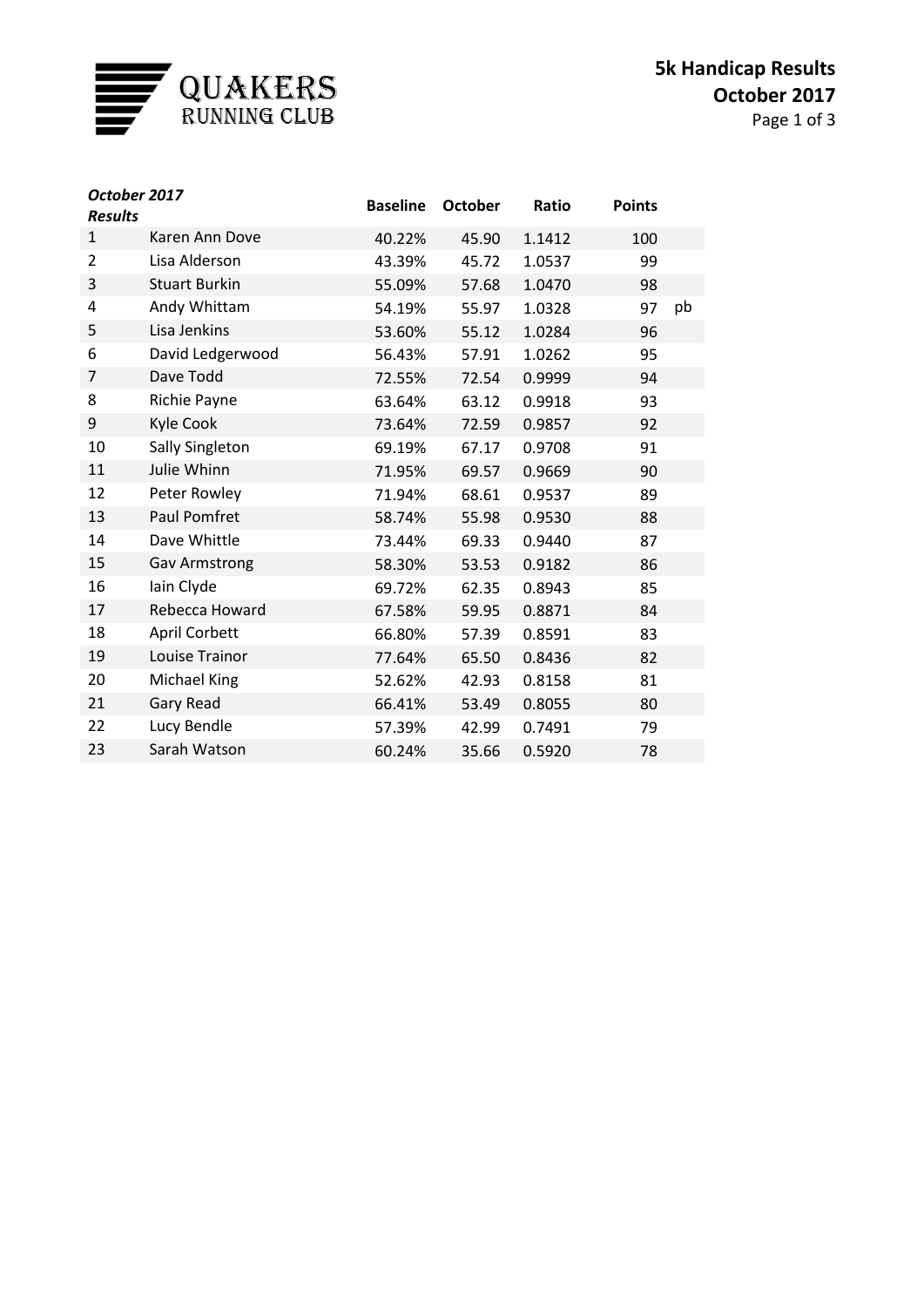QUAKERS RUNNING CLUB

# 5k Handicap Results
## October 2017

| *October 2017 Results* | | Baseline | October | Ratio | Points | |
|---|---|---|---|---|---|---|
| 1 | Karen Ann Dove | 40.22% | 45.90 | 1.1412 | 100 | |
| 2 | Lisa Alderson | 43.39% | 45.72 | 1.0537 | 99 | |
| 3 | Stuart Burkin | 55.09% | 57.68 | 1.0470 | 98 | |
| 4 | Andy Whittam | 54.19% | 55.97 | 1.0328 | 97 | pb |
| 5 | Lisa Jenkins | 53.60% | 55.12 | 1.0284 | 96 | |
| 6 | David Ledgerwood | 56.43% | 57.91 | 1.0262 | 95 | |
| 7 | Dave Todd | 72.55% | 72.54 | 0.9999 | 94 | |
| 8 | Richie Payne | 63.64% | 63.12 | 0.9918 | 93 | |
| 9 | Kyle Cook | 73.64% | 72.59 | 0.9857 | 92 | |
| 10 | Sally Singleton | 69.19% | 67.17 | 0.9708 | 91 | |
| 11 | Julie Whinn | 71.95% | 69.57 | 0.9669 | 90 | |
| 12 | Peter Rowley | 71.94% | 68.61 | 0.9537 | 89 | |
| 13 | Paul Pomfret | 58.74% | 55.98 | 0.9530 | 88 | |
| 14 | Dave Whittle | 73.44% | 69.33 | 0.9440 | 87 | |
| 15 | Gav Armstrong | 58.30% | 53.53 | 0.9182 | 86 | |
| 16 | Iain Clyde | 69.72% | 62.35 | 0.8943 | 85 | |
| 17 | Rebecca Howard | 67.58% | 59.95 | 0.8871 | 84 | |
| 18 | April Corbett | 66.80% | 57.39 | 0.8591 | 83 | |
| 19 | Louise Trainor | 77.64% | 65.50 | 0.8436 | 82 | |
| 20 | Michael King | 52.62% | 42.93 | 0.8158 | 81 | |
| 21 | Gary Read | 66.41% | 53.49 | 0.8055 | 80 | |
| 22 | Lucy Bendle | 57.39% | 42.99 | 0.7491 | 79 | |
| 23 | Sarah Watson | 60.24% | 35.66 | 0.5920 | 78 | |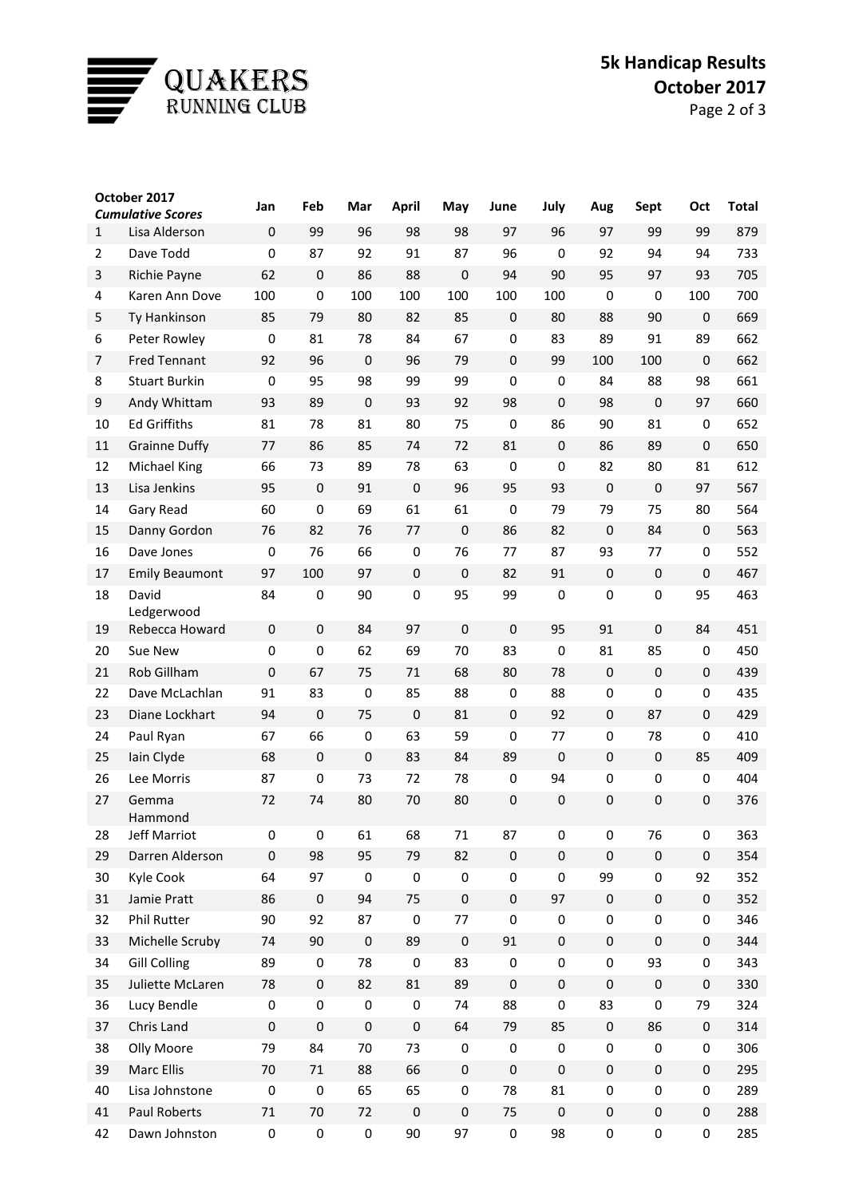# 5k Handicap Results

## October 2017

| October 2017 *Cumulative Scores* | | Jan | Feb | Mar | April | May | June | July | Aug | Sept | Oct | Total |
|---|---|---|---|---|---|---|---|---|---|---|---|---|
| 1 | Lisa Alderson | 0 | 99 | 96 | 98 | 98 | 97 | 96 | 97 | 99 | 99 | 879 |
| 2 | Dave Todd | 0 | 87 | 92 | 91 | 87 | 96 | 0 | 92 | 94 | 94 | 733 |
| 3 | Richie Payne | 62 | 0 | 86 | 88 | 0 | 94 | 90 | 95 | 97 | 93 | 705 |
| 4 | Karen Ann Dove | 100 | 0 | 100 | 100 | 100 | 100 | 100 | 0 | 0 | 100 | 700 |
| 5 | Ty Hankinson | 85 | 79 | 80 | 82 | 85 | 0 | 80 | 88 | 90 | 0 | 669 |
| 6 | Peter Rowley | 0 | 81 | 78 | 84 | 67 | 0 | 83 | 89 | 91 | 89 | 662 |
| 7 | Fred Tennant | 92 | 96 | 0 | 96 | 79 | 0 | 99 | 100 | 100 | 0 | 662 |
| 8 | Stuart Burkin | 0 | 95 | 98 | 99 | 99 | 0 | 0 | 84 | 88 | 98 | 661 |
| 9 | Andy Whittam | 93 | 89 | 0 | 93 | 92 | 98 | 0 | 98 | 0 | 97 | 660 |
| 10 | Ed Griffiths | 81 | 78 | 81 | 80 | 75 | 0 | 86 | 90 | 81 | 0 | 652 |
| 11 | Grainne Duffy | 77 | 86 | 85 | 74 | 72 | 81 | 0 | 86 | 89 | 0 | 650 |
| 12 | Michael King | 66 | 73 | 89 | 78 | 63 | 0 | 0 | 82 | 80 | 81 | 612 |
| 13 | Lisa Jenkins | 95 | 0 | 91 | 0 | 96 | 95 | 93 | 0 | 0 | 97 | 567 |
| 14 | Gary Read | 60 | 0 | 69 | 61 | 61 | 0 | 79 | 79 | 75 | 80 | 564 |
| 15 | Danny Gordon | 76 | 82 | 76 | 77 | 0 | 86 | 82 | 0 | 84 | 0 | 563 |
| 16 | Dave Jones | 0 | 76 | 66 | 0 | 76 | 77 | 87 | 93 | 77 | 0 | 552 |
| 17 | Emily Beaumont | 97 | 100 | 97 | 0 | 0 | 82 | 91 | 0 | 0 | 0 | 467 |
| 18 | David Ledgerwood | 84 | 0 | 90 | 0 | 95 | 99 | 0 | 0 | 0 | 95 | 463 |
| 19 | Rebecca Howard | 0 | 0 | 84 | 97 | 0 | 0 | 95 | 91 | 0 | 84 | 451 |
| 20 | Sue New | 0 | 0 | 62 | 69 | 70 | 83 | 0 | 81 | 85 | 0 | 450 |
| 21 | Rob Gillham | 0 | 67 | 75 | 71 | 68 | 80 | 78 | 0 | 0 | 0 | 439 |
| 22 | Dave McLachlan | 91 | 83 | 0 | 85 | 88 | 0 | 88 | 0 | 0 | 0 | 435 |
| 23 | Diane Lockhart | 94 | 0 | 75 | 0 | 81 | 0 | 92 | 0 | 87 | 0 | 429 |
| 24 | Paul Ryan | 67 | 66 | 0 | 63 | 59 | 0 | 77 | 0 | 78 | 0 | 410 |
| 25 | Iain Clyde | 68 | 0 | 0 | 83 | 84 | 89 | 0 | 0 | 0 | 85 | 409 |
| 26 | Lee Morris | 87 | 0 | 73 | 72 | 78 | 0 | 94 | 0 | 0 | 0 | 404 |
| 27 | Gemma Hammond | 72 | 74 | 80 | 70 | 80 | 0 | 0 | 0 | 0 | 0 | 376 |
| 28 | Jeff Marriot | 0 | 0 | 61 | 68 | 71 | 87 | 0 | 0 | 76 | 0 | 363 |
| 29 | Darren Alderson | 0 | 98 | 95 | 79 | 82 | 0 | 0 | 0 | 0 | 0 | 354 |
| 30 | Kyle Cook | 64 | 97 | 0 | 0 | 0 | 0 | 0 | 99 | 0 | 92 | 352 |
| 31 | Jamie Pratt | 86 | 0 | 94 | 75 | 0 | 0 | 97 | 0 | 0 | 0 | 352 |
| 32 | Phil Rutter | 90 | 92 | 87 | 0 | 77 | 0 | 0 | 0 | 0 | 0 | 346 |
| 33 | Michelle Scruby | 74 | 90 | 0 | 89 | 0 | 91 | 0 | 0 | 0 | 0 | 344 |
| 34 | Gill Colling | 89 | 0 | 78 | 0 | 83 | 0 | 0 | 0 | 93 | 0 | 343 |
| 35 | Juliette McLaren | 78 | 0 | 82 | 81 | 89 | 0 | 0 | 0 | 0 | 0 | 330 |
| 36 | Lucy Bendle | 0 | 0 | 0 | 0 | 74 | 88 | 0 | 83 | 0 | 79 | 324 |
| 37 | Chris Land | 0 | 0 | 0 | 0 | 64 | 79 | 85 | 0 | 86 | 0 | 314 |
| 38 | Olly Moore | 79 | 84 | 70 | 73 | 0 | 0 | 0 | 0 | 0 | 0 | 306 |
| 39 | Marc Ellis | 70 | 71 | 88 | 66 | 0 | 0 | 0 | 0 | 0 | 0 | 295 |
| 40 | Lisa Johnstone | 0 | 0 | 65 | 65 | 0 | 78 | 81 | 0 | 0 | 0 | 289 |
| 41 | Paul Roberts | 71 | 70 | 72 | 0 | 0 | 75 | 0 | 0 | 0 | 0 | 288 |
| 42 | Dawn Johnston | 0 | 0 | 0 | 90 | 97 | 0 | 98 | 0 | 0 | 0 | 285 |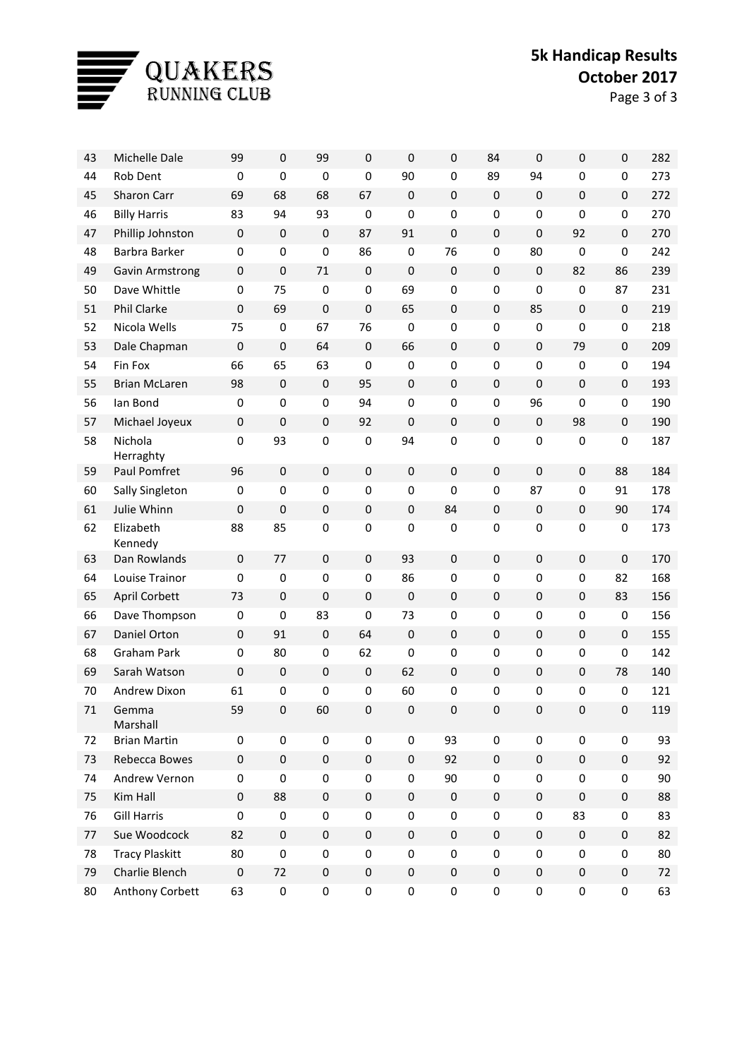# QUAKERS RUNNING CLUB

## 5k Handicap Results October 2017

| | | | | | | | | | | | | |
|---|---|---|---|---|---|---|---|---|---|---|---|---|
| 43 | Michelle Dale | 99 | 0 | 99 | 0 | 0 | 0 | 84 | 0 | 0 | 0 | 282 |
| 44 | Rob Dent | 0 | 0 | 0 | 0 | 90 | 0 | 89 | 94 | 0 | 0 | 273 |
| 45 | Sharon Carr | 69 | 68 | 68 | 67 | 0 | 0 | 0 | 0 | 0 | 0 | 272 |
| 46 | Billy Harris | 83 | 94 | 93 | 0 | 0 | 0 | 0 | 0 | 0 | 0 | 270 |
| 47 | Phillip Johnston | 0 | 0 | 0 | 87 | 91 | 0 | 0 | 0 | 92 | 0 | 270 |
| 48 | Barbra Barker | 0 | 0 | 0 | 86 | 0 | 76 | 0 | 80 | 0 | 0 | 242 |
| 49 | Gavin Armstrong | 0 | 0 | 71 | 0 | 0 | 0 | 0 | 0 | 82 | 86 | 239 |
| 50 | Dave Whittle | 0 | 75 | 0 | 0 | 69 | 0 | 0 | 0 | 0 | 87 | 231 |
| 51 | Phil Clarke | 0 | 69 | 0 | 0 | 65 | 0 | 0 | 85 | 0 | 0 | 219 |
| 52 | Nicola Wells | 75 | 0 | 67 | 76 | 0 | 0 | 0 | 0 | 0 | 0 | 218 |
| 53 | Dale Chapman | 0 | 0 | 64 | 0 | 66 | 0 | 0 | 0 | 79 | 0 | 209 |
| 54 | Fin Fox | 66 | 65 | 63 | 0 | 0 | 0 | 0 | 0 | 0 | 0 | 194 |
| 55 | Brian McLaren | 98 | 0 | 0 | 95 | 0 | 0 | 0 | 0 | 0 | 0 | 193 |
| 56 | Ian Bond | 0 | 0 | 0 | 94 | 0 | 0 | 0 | 96 | 0 | 0 | 190 |
| 57 | Michael Joyeux | 0 | 0 | 0 | 92 | 0 | 0 | 0 | 0 | 98 | 0 | 190 |
| 58 | Nichola Herraghty | 0 | 93 | 0 | 0 | 94 | 0 | 0 | 0 | 0 | 0 | 187 |
| 59 | Paul Pomfret | 96 | 0 | 0 | 0 | 0 | 0 | 0 | 0 | 0 | 88 | 184 |
| 60 | Sally Singleton | 0 | 0 | 0 | 0 | 0 | 0 | 0 | 87 | 0 | 91 | 178 |
| 61 | Julie Whinn | 0 | 0 | 0 | 0 | 0 | 84 | 0 | 0 | 0 | 90 | 174 |
| 62 | Elizabeth Kennedy | 88 | 85 | 0 | 0 | 0 | 0 | 0 | 0 | 0 | 0 | 173 |
| 63 | Dan Rowlands | 0 | 77 | 0 | 0 | 93 | 0 | 0 | 0 | 0 | 0 | 170 |
| 64 | Louise Trainor | 0 | 0 | 0 | 0 | 86 | 0 | 0 | 0 | 0 | 82 | 168 |
| 65 | April Corbett | 73 | 0 | 0 | 0 | 0 | 0 | 0 | 0 | 0 | 83 | 156 |
| 66 | Dave Thompson | 0 | 0 | 83 | 0 | 73 | 0 | 0 | 0 | 0 | 0 | 156 |
| 67 | Daniel Orton | 0 | 91 | 0 | 64 | 0 | 0 | 0 | 0 | 0 | 0 | 155 |
| 68 | Graham Park | 0 | 80 | 0 | 62 | 0 | 0 | 0 | 0 | 0 | 0 | 142 |
| 69 | Sarah Watson | 0 | 0 | 0 | 0 | 62 | 0 | 0 | 0 | 0 | 78 | 140 |
| 70 | Andrew Dixon | 61 | 0 | 0 | 0 | 60 | 0 | 0 | 0 | 0 | 0 | 121 |
| 71 | Gemma Marshall | 59 | 0 | 60 | 0 | 0 | 0 | 0 | 0 | 0 | 0 | 119 |
| 72 | Brian Martin | 0 | 0 | 0 | 0 | 0 | 93 | 0 | 0 | 0 | 0 | 93 |
| 73 | Rebecca Bowes | 0 | 0 | 0 | 0 | 0 | 92 | 0 | 0 | 0 | 0 | 92 |
| 74 | Andrew Vernon | 0 | 0 | 0 | 0 | 0 | 90 | 0 | 0 | 0 | 0 | 90 |
| 75 | Kim Hall | 0 | 88 | 0 | 0 | 0 | 0 | 0 | 0 | 0 | 0 | 88 |
| 76 | Gill Harris | 0 | 0 | 0 | 0 | 0 | 0 | 0 | 0 | 83 | 0 | 83 |
| 77 | Sue Woodcock | 82 | 0 | 0 | 0 | 0 | 0 | 0 | 0 | 0 | 0 | 82 |
| 78 | Tracy Plaskitt | 80 | 0 | 0 | 0 | 0 | 0 | 0 | 0 | 0 | 0 | 80 |
| 79 | Charlie Blench | 0 | 72 | 0 | 0 | 0 | 0 | 0 | 0 | 0 | 0 | 72 |
| 80 | Anthony Corbett | 63 | 0 | 0 | 0 | 0 | 0 | 0 | 0 | 0 | 0 | 63 |